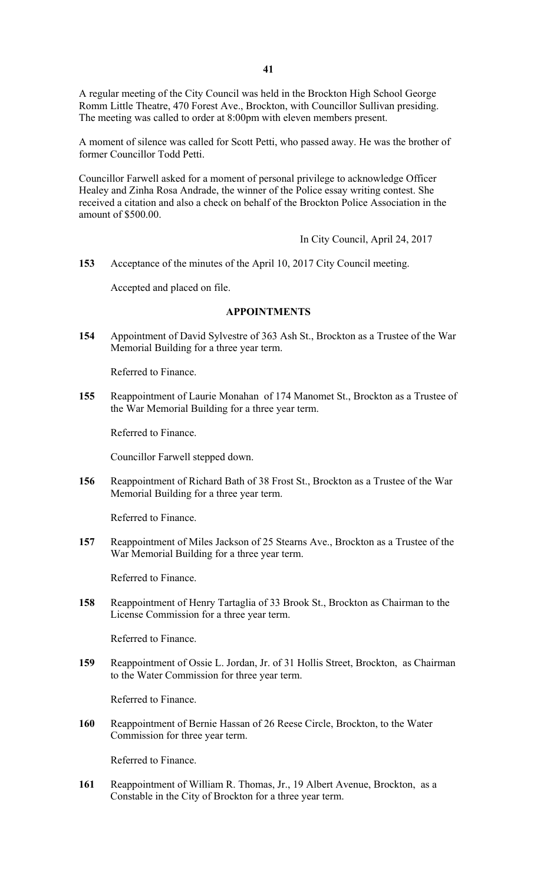A regular meeting of the City Council was held in the Brockton High School George Romm Little Theatre, 470 Forest Ave., Brockton, with Councillor Sullivan presiding. The meeting was called to order at 8:00pm with eleven members present.

A moment of silence was called for Scott Petti, who passed away. He was the brother of former Councillor Todd Petti.

Councillor Farwell asked for a moment of personal privilege to acknowledge Officer Healey and Zinha Rosa Andrade, the winner of the Police essay writing contest. She received a citation and also a check on behalf of the Brockton Police Association in the amount of $500.00.

In City Council, April 24, 2017

**153** Acceptance of the minutes of the April 10, 2017 City Council meeting.

Accepted and placed on file.

## APPOINTMENTS

**154** Appointment of David Sylvestre of 363 Ash St., Brockton as a Trustee of the War Memorial Building for a three year term.

Referred to Finance.

**155** Reappointment of Laurie Monahan of 174 Manomet St., Brockton as a Trustee of the War Memorial Building for a three year term.

Referred to Finance.

Councillor Farwell stepped down.

**156** Reappointment of Richard Bath of 38 Frost St., Brockton as a Trustee of the War Memorial Building for a three year term.

Referred to Finance.

**157** Reappointment of Miles Jackson of 25 Stearns Ave., Brockton as a Trustee of the War Memorial Building for a three year term.

Referred to Finance.

**158** Reappointment of Henry Tartaglia of 33 Brook St., Brockton as Chairman to the License Commission for a three year term.

Referred to Finance.

**159** Reappointment of Ossie L. Jordan, Jr. of 31 Hollis Street, Brockton, as Chairman to the Water Commission for three year term.

Referred to Finance.

**160** Reappointment of Bernie Hassan of 26 Reese Circle, Brockton, to the Water Commission for three year term.

Referred to Finance.

**161** Reappointment of William R. Thomas, Jr., 19 Albert Avenue, Brockton, as a Constable in the City of Brockton for a three year term.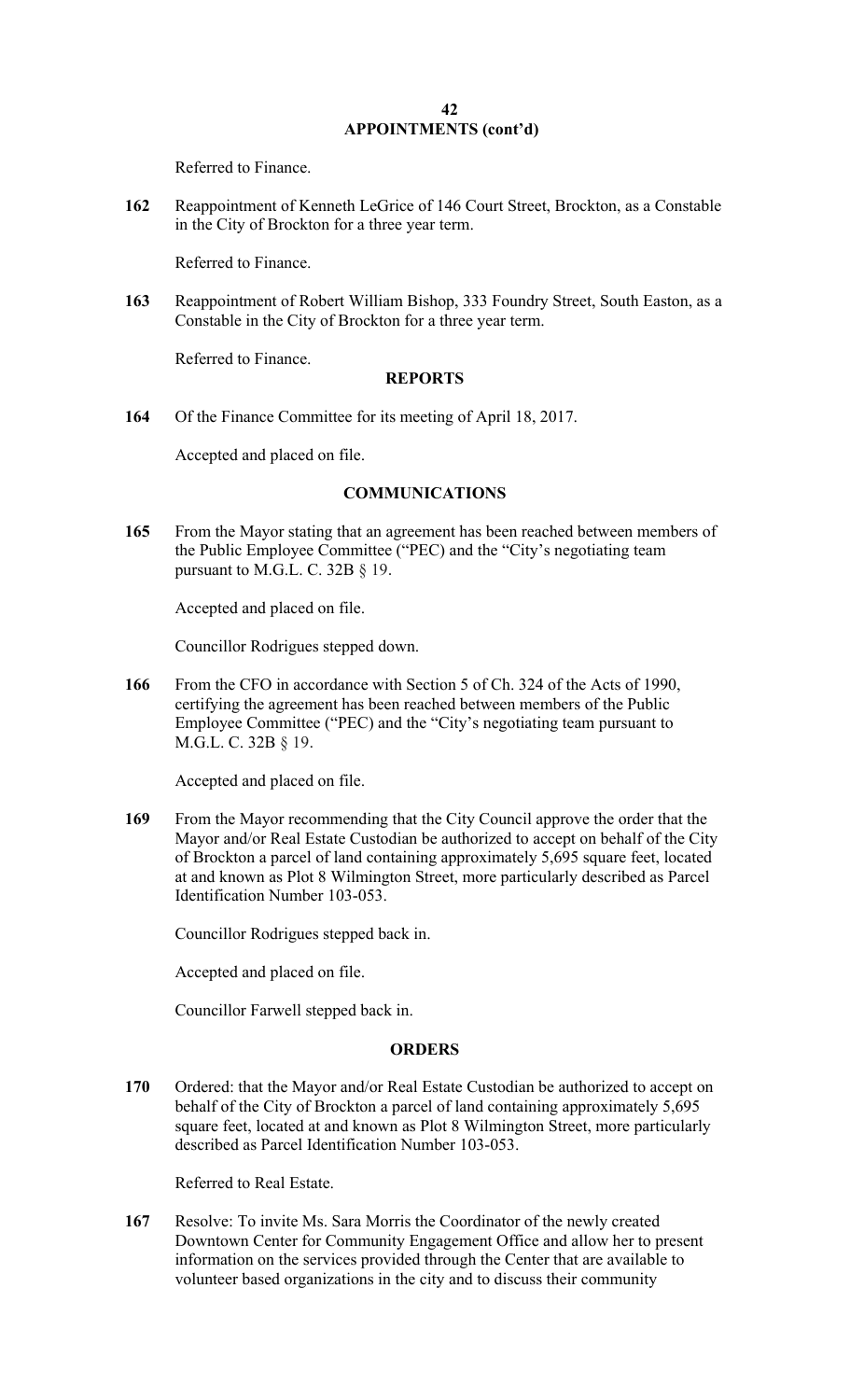## APPOINTMENTS (cont'd)

Referred to Finance.

**162** Reappointment of Kenneth LeGrice of 146 Court Street, Brockton, as a Constable in the City of Brockton for a three year term.

Referred to Finance.

**163** Reappointment of Robert William Bishop, 333 Foundry Street, South Easton, as a Constable in the City of Brockton for a three year term.

Referred to Finance.

## REPORTS

**164** Of the Finance Committee for its meeting of April 18, 2017.

Accepted and placed on file.

## COMMUNICATIONS

**165** From the Mayor stating that an agreement has been reached between members of the Public Employee Committee ("PEC) and the "City's negotiating team pursuant to M.G.L. C. 32B § 19.

Accepted and placed on file.

Councillor Rodrigues stepped down.

**166** From the CFO in accordance with Section 5 of Ch. 324 of the Acts of 1990, certifying the agreement has been reached between members of the Public Employee Committee ("PEC) and the "City's negotiating team pursuant to M.G.L. C. 32B § 19.

Accepted and placed on file.

**169** From the Mayor recommending that the City Council approve the order that the Mayor and/or Real Estate Custodian be authorized to accept on behalf of the City of Brockton a parcel of land containing approximately 5,695 square feet, located at and known as Plot 8 Wilmington Street, more particularly described as Parcel Identification Number 103-053.

Councillor Rodrigues stepped back in.

Accepted and placed on file.

Councillor Farwell stepped back in.

## ORDERS

**170** Ordered: that the Mayor and/or Real Estate Custodian be authorized to accept on behalf of the City of Brockton a parcel of land containing approximately 5,695 square feet, located at and known as Plot 8 Wilmington Street, more particularly described as Parcel Identification Number 103-053.

Referred to Real Estate.

**167** Resolve: To invite Ms. Sara Morris the Coordinator of the newly created Downtown Center for Community Engagement Office and allow her to present information on the services provided through the Center that are available to volunteer based organizations in the city and to discuss their community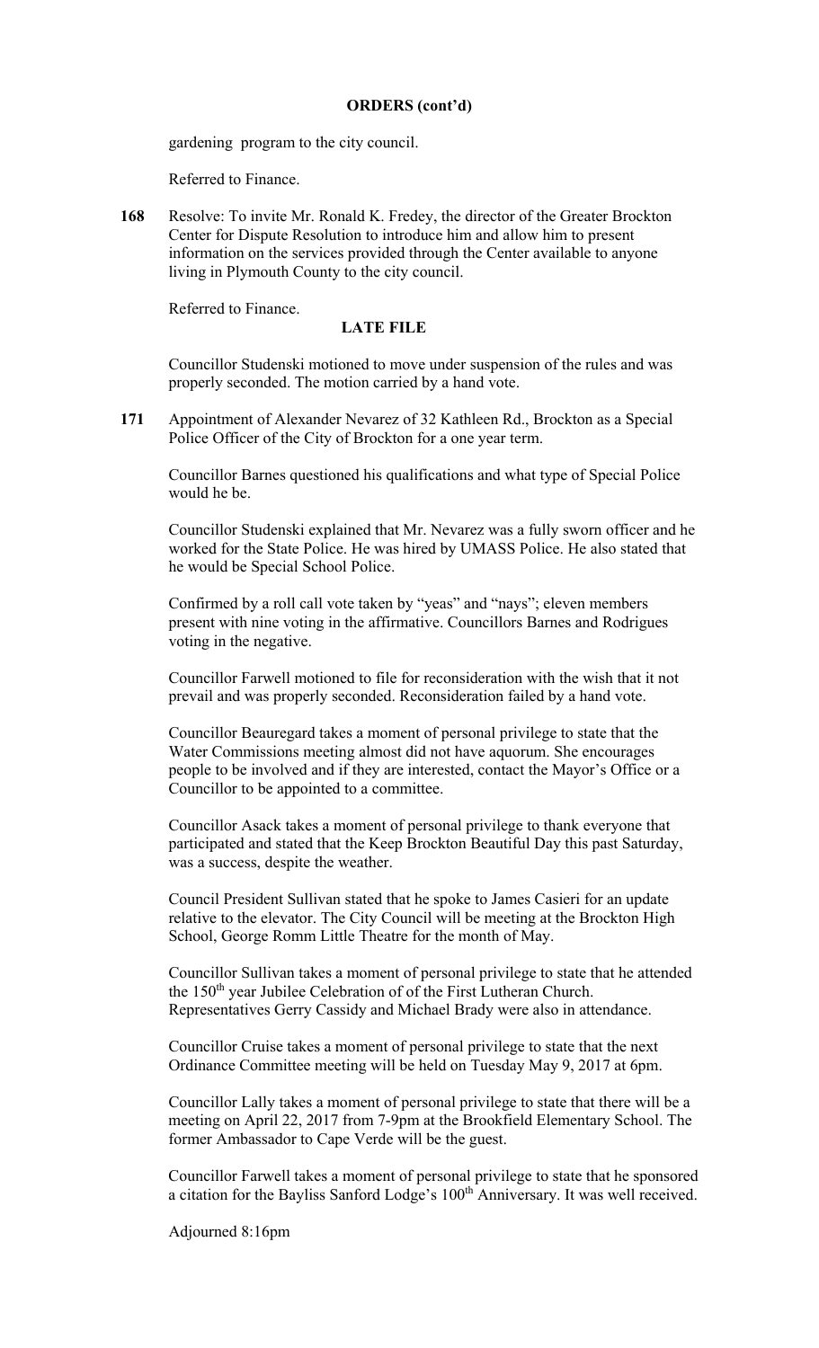## ORDERS (cont'd)

gardening program to the city council.

Referred to Finance.

**168** Resolve: To invite Mr. Ronald K. Fredey, the director of the Greater Brockton Center for Dispute Resolution to introduce him and allow him to present information on the services provided through the Center available to anyone living in Plymouth County to the city council.

Referred to Finance.

## LATE FILE

Councillor Studenski motioned to move under suspension of the rules and was properly seconded. The motion carried by a hand vote.

**171** Appointment of Alexander Nevarez of 32 Kathleen Rd., Brockton as a Special Police Officer of the City of Brockton for a one year term.

Councillor Barnes questioned his qualifications and what type of Special Police would he be.

Councillor Studenski explained that Mr. Nevarez was a fully sworn officer and he worked for the State Police. He was hired by UMASS Police. He also stated that he would be Special School Police.

Confirmed by a roll call vote taken by "yeas" and "nays"; eleven members present with nine voting in the affirmative. Councillors Barnes and Rodrigues voting in the negative.

Councillor Farwell motioned to file for reconsideration with the wish that it not prevail and was properly seconded. Reconsideration failed by a hand vote.

Councillor Beauregard takes a moment of personal privilege to state that the Water Commissions meeting almost did not have aquorum. She encourages people to be involved and if they are interested, contact the Mayor's Office or a Councillor to be appointed to a committee.

Councillor Asack takes a moment of personal privilege to thank everyone that participated and stated that the Keep Brockton Beautiful Day this past Saturday, was a success, despite the weather.

Council President Sullivan stated that he spoke to James Casieri for an update relative to the elevator. The City Council will be meeting at the Brockton High School, George Romm Little Theatre for the month of May.

Councillor Sullivan takes a moment of personal privilege to state that he attended the 150th year Jubilee Celebration of of the First Lutheran Church. Representatives Gerry Cassidy and Michael Brady were also in attendance.

Councillor Cruise takes a moment of personal privilege to state that the next Ordinance Committee meeting will be held on Tuesday May 9, 2017 at 6pm.

Councillor Lally takes a moment of personal privilege to state that there will be a meeting on April 22, 2017 from 7-9pm at the Brookfield Elementary School. The former Ambassador to Cape Verde will be the guest.

Councillor Farwell takes a moment of personal privilege to state that he sponsored a citation for the Bayliss Sanford Lodge's 100th Anniversary. It was well received.

Adjourned 8:16pm